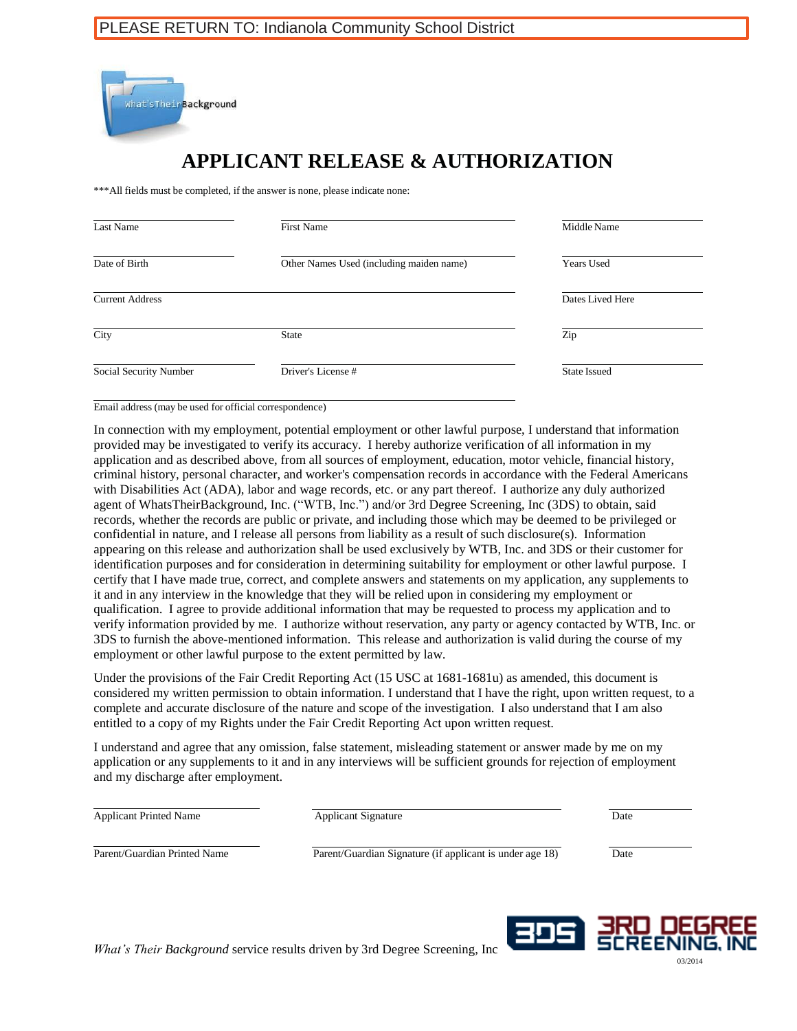PLEASE RETURN TO: Indianola Community School District

What'sTheirBackground

# APPLICANT RELEASE & AUTHORIZATION

***All fields must be completed, if the answer is none, please indicate none:

| | | |
|---|---|---|
| Last Name | First Name | Middle Name |
| Date of Birth | Other Names Used (including maiden name) | Years Used |
| Current Address | | Dates Lived Here |
| City | State | Zip |
| Social Security Number | Driver's License # | State Issued |
| Email address (may be used for official correspondence) | | |

In connection with my employment, potential employment or other lawful purpose, I understand that information provided may be investigated to verify its accuracy. I hereby authorize verification of all information in my application and as described above, from all sources of employment, education, motor vehicle, financial history, criminal history, personal character, and worker's compensation records in accordance with the Federal Americans with Disabilities Act (ADA), labor and wage records, etc. or any part thereof. I authorize any duly authorized agent of WhatsTheirBackground, Inc. ("WTB, Inc.") and/or 3rd Degree Screening, Inc (3DS) to obtain, said records, whether the records are public or private, and including those which may be deemed to be privileged or confidential in nature, and I release all persons from liability as a result of such disclosure(s). Information appearing on this release and authorization shall be used exclusively by WTB, Inc. and 3DS or their customer for identification purposes and for consideration in determining suitability for employment or other lawful purpose. I certify that I have made true, correct, and complete answers and statements on my application, any supplements to it and in any interview in the knowledge that they will be relied upon in considering my employment or qualification. I agree to provide additional information that may be requested to process my application and to verify information provided by me. I authorize without reservation, any party or agency contacted by WTB, Inc. or 3DS to furnish the above-mentioned information. This release and authorization is valid during the course of my employment or other lawful purpose to the extent permitted by law.

Under the provisions of the Fair Credit Reporting Act (15 USC at 1681-1681u) as amended, this document is considered my written permission to obtain information. I understand that I have the right, upon written request, to a complete and accurate disclosure of the nature and scope of the investigation. I also understand that I am also entitled to a copy of my Rights under the Fair Credit Reporting Act upon written request.

I understand and agree that any omission, false statement, misleading statement or answer made by me on my application or any supplements to it and in any interviews will be sufficient grounds for rejection of employment and my discharge after employment.

| | | |
|---|---|---|
| Applicant Printed Name | Applicant Signature | Date |
| Parent/Guardian Printed Name | Parent/Guardian Signature (if applicant is under age 18) | Date |

*What's Their Background* service results driven by 3rd Degree Screening, Inc

3DS 3RD DEGREE SCREENING, INC

03/2014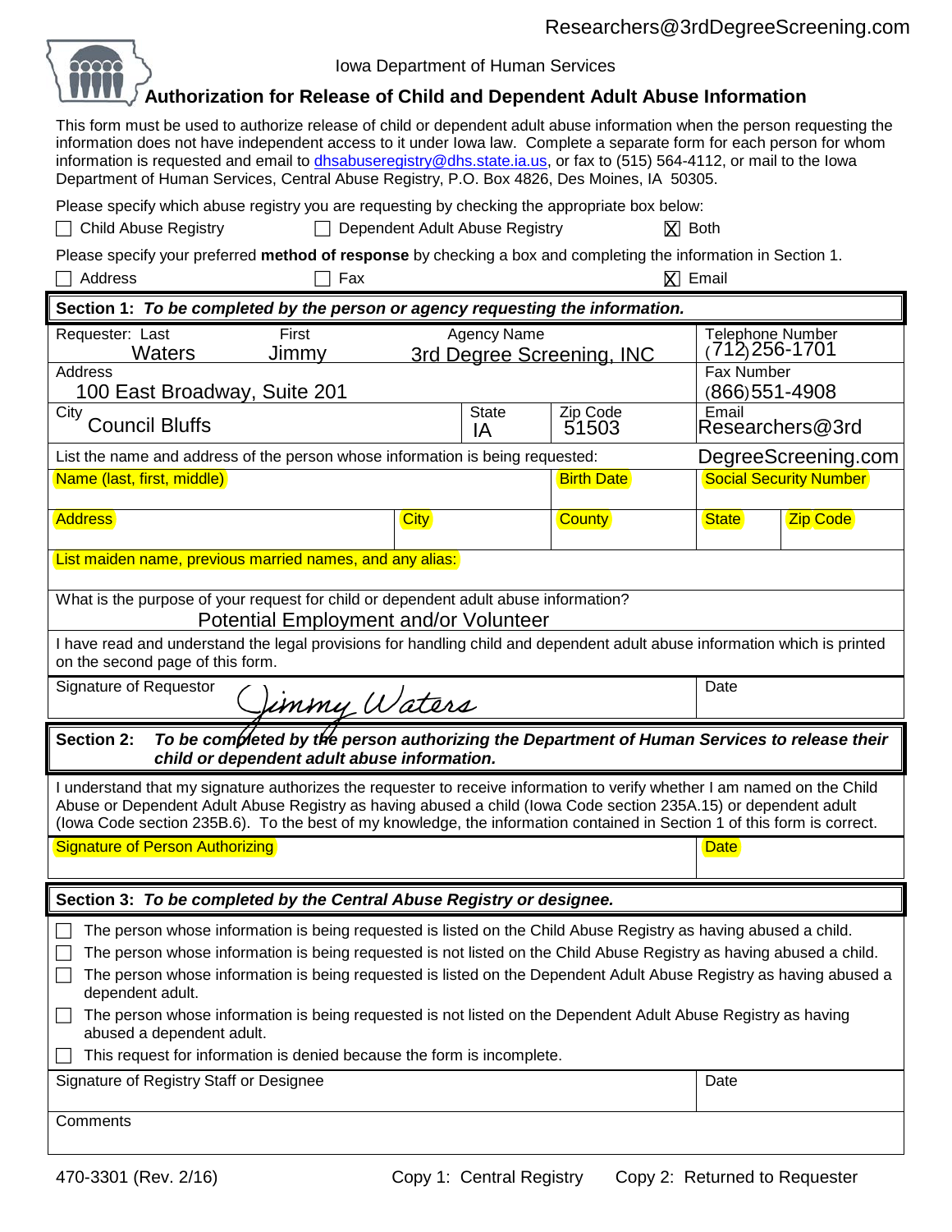Researchers@3rdDegreeScreening.com

Iowa Department of Human Services

# Authorization for Release of Child and Dependent Adult Abuse Information

This form must be used to authorize release of child or dependent adult abuse information when the person requesting the information does not have independent access to it under Iowa law. Complete a separate form for each person for whom information is requested and email to dhsabuseregistry@dhs.state.ia.us, or fax to (515) 564-4112, or mail to the Iowa Department of Human Services, Central Abuse Registry, P.O. Box 4826, Des Moines, IA 50305.

Please specify which abuse registry you are requesting by checking the appropriate box below:

☐ Child Abuse Registry ☐ Dependent Adult Abuse Registry ☒ Both

Please specify your preferred **method of response** by checking a box and completing the information in Section 1.

☐ Address ☐ Fax ☒ Email

## Section 1: *To be completed by the person or agency requesting the information.*

| | | | | | |
|---|---|---|---|---|---|
| Requester: Last Waters | First Jimmy | Agency Name 3rd Degree Screening, INC | | Telephone Number (712) 256-1701 | |
| Address 100 East Broadway, Suite 201 | | | | Fax Number (866) 551-4908 | |
| City Council Bluffs | | State IA | Zip Code 51503 | Email Researchers@3rdDegreeScreening.com | |

List the name and address of the person whose information is being requested:

| | | | | |
|---|---|---|---|---|
| Name (last, first, middle) | | Birth Date | Social Security Number | |
| Address | City | County | State | Zip Code |

List maiden name, previous married names, and any alias:

What is the purpose of your request for child or dependent adult abuse information?
Potential Employment and/or Volunteer

I have read and understand the legal provisions for handling child and dependent adult abuse information which is printed on the second page of this form.

| | |
|---|---|
| Signature of Requestor *Jimmy Waters* | Date |

## Section 2: *To be completed by the person authorizing the Department of Human Services to release their child or dependent adult abuse information.*

I understand that my signature authorizes the requester to receive information to verify whether I am named on the Child Abuse or Dependent Adult Abuse Registry as having abused a child (Iowa Code section 235A.15) or dependent adult (Iowa Code section 235B.6). To the best of my knowledge, the information contained in Section 1 of this form is correct.

| | |
|---|---|
| Signature of Person Authorizing | Date |

## Section 3: *To be completed by the Central Abuse Registry or designee.*

☐ The person whose information is being requested is listed on the Child Abuse Registry as having abused a child.
☐ The person whose information is being requested is not listed on the Child Abuse Registry as having abused a child.
☐ The person whose information is being requested is listed on the Dependent Adult Abuse Registry as having abused a dependent adult.
☐ The person whose information is being requested is not listed on the Dependent Adult Abuse Registry as having abused a dependent adult.
☐ This request for information is denied because the form is incomplete.

| | |
|---|---|
| Signature of Registry Staff or Designee | Date |

Comments

470-3301 (Rev. 2/16) Copy 1: Central Registry Copy 2: Returned to Requester